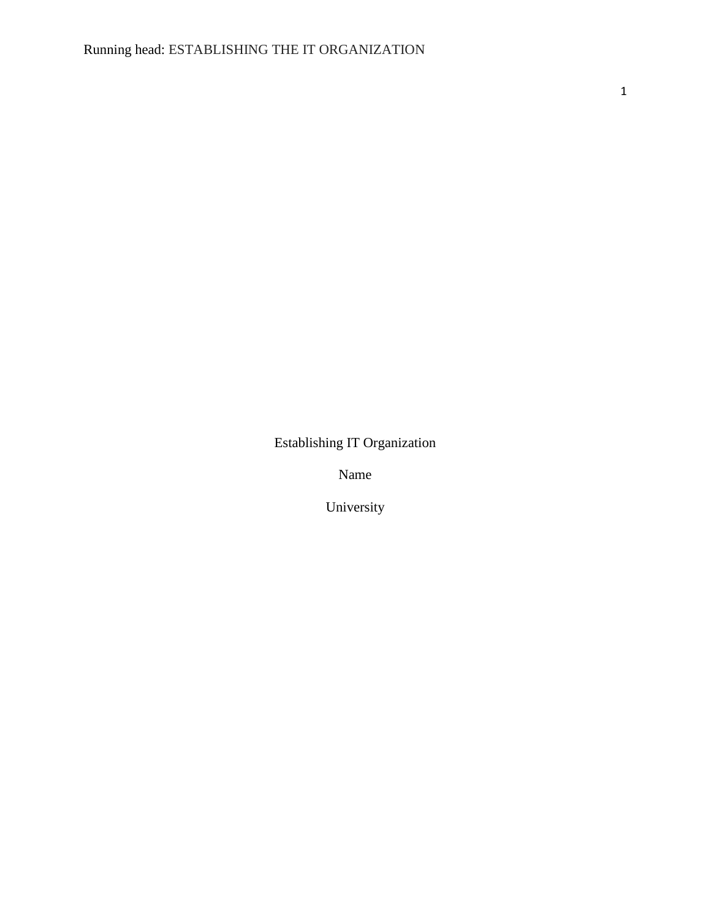Establishing IT Organization

Name

University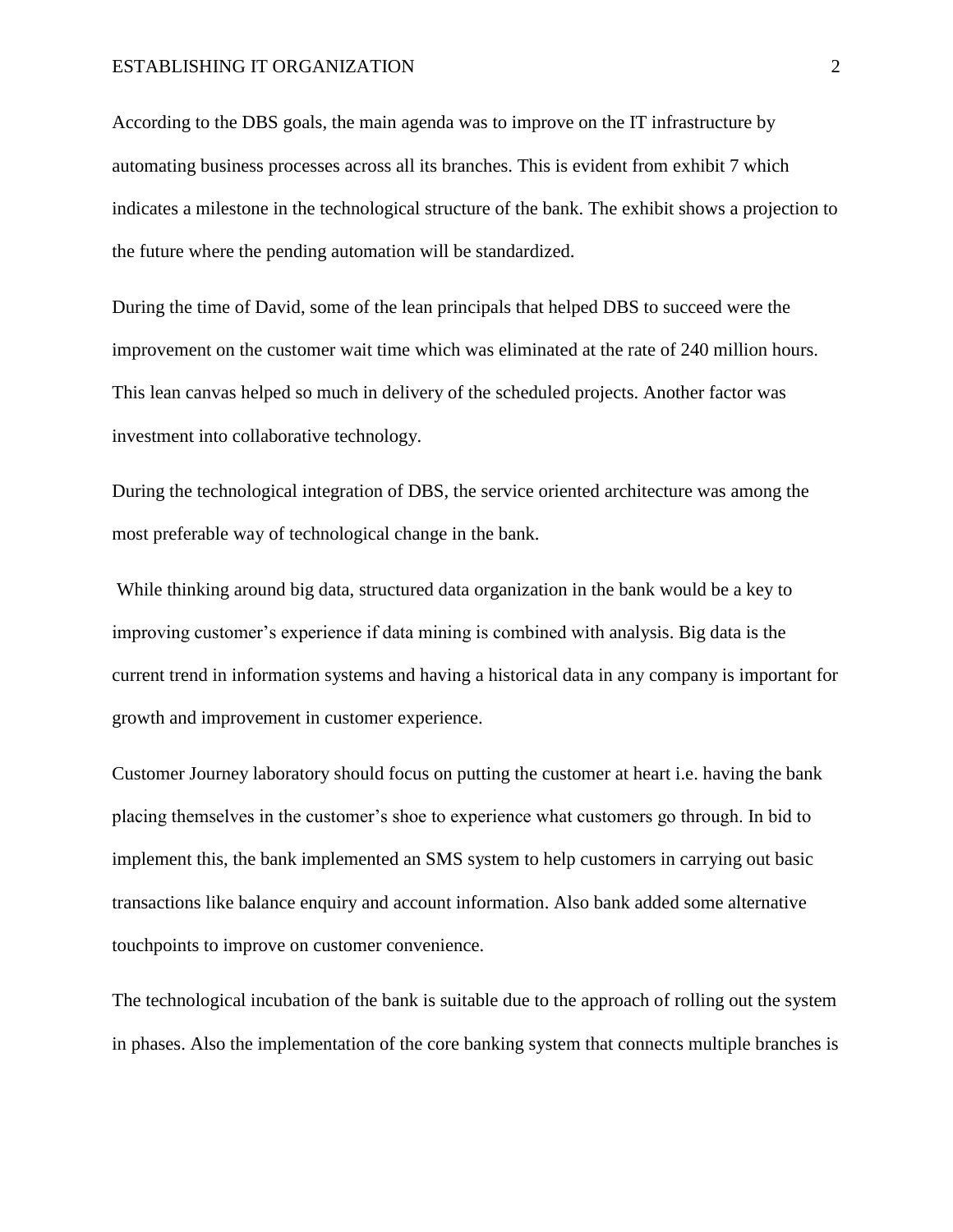According to the DBS goals, the main agenda was to improve on the IT infrastructure by automating business processes across all its branches. This is evident from exhibit 7 which indicates a milestone in the technological structure of the bank. The exhibit shows a projection to the future where the pending automation will be standardized.

During the time of David, some of the lean principals that helped DBS to succeed were the improvement on the customer wait time which was eliminated at the rate of 240 million hours. This lean canvas helped so much in delivery of the scheduled projects. Another factor was investment into collaborative technology.

During the technological integration of DBS, the service oriented architecture was among the most preferable way of technological change in the bank.

While thinking around big data, structured data organization in the bank would be a key to improving customer's experience if data mining is combined with analysis. Big data is the current trend in information systems and having a historical data in any company is important for growth and improvement in customer experience.

Customer Journey laboratory should focus on putting the customer at heart i.e. having the bank placing themselves in the customer's shoe to experience what customers go through. In bid to implement this, the bank implemented an SMS system to help customers in carrying out basic transactions like balance enquiry and account information. Also bank added some alternative touchpoints to improve on customer convenience.

The technological incubation of the bank is suitable due to the approach of rolling out the system in phases. Also the implementation of the core banking system that connects multiple branches is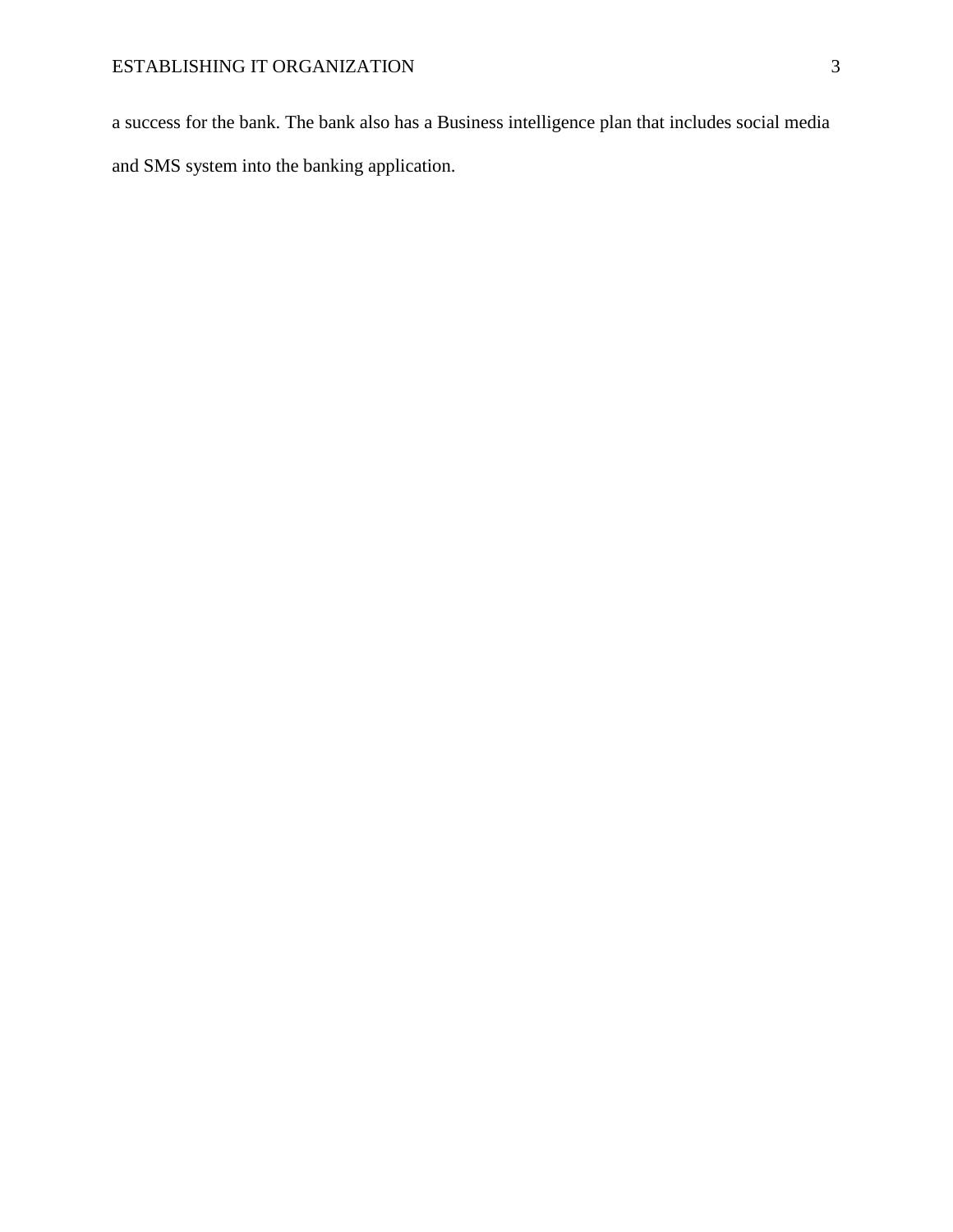a success for the bank. The bank also has a Business intelligence plan that includes social media and SMS system into the banking application.